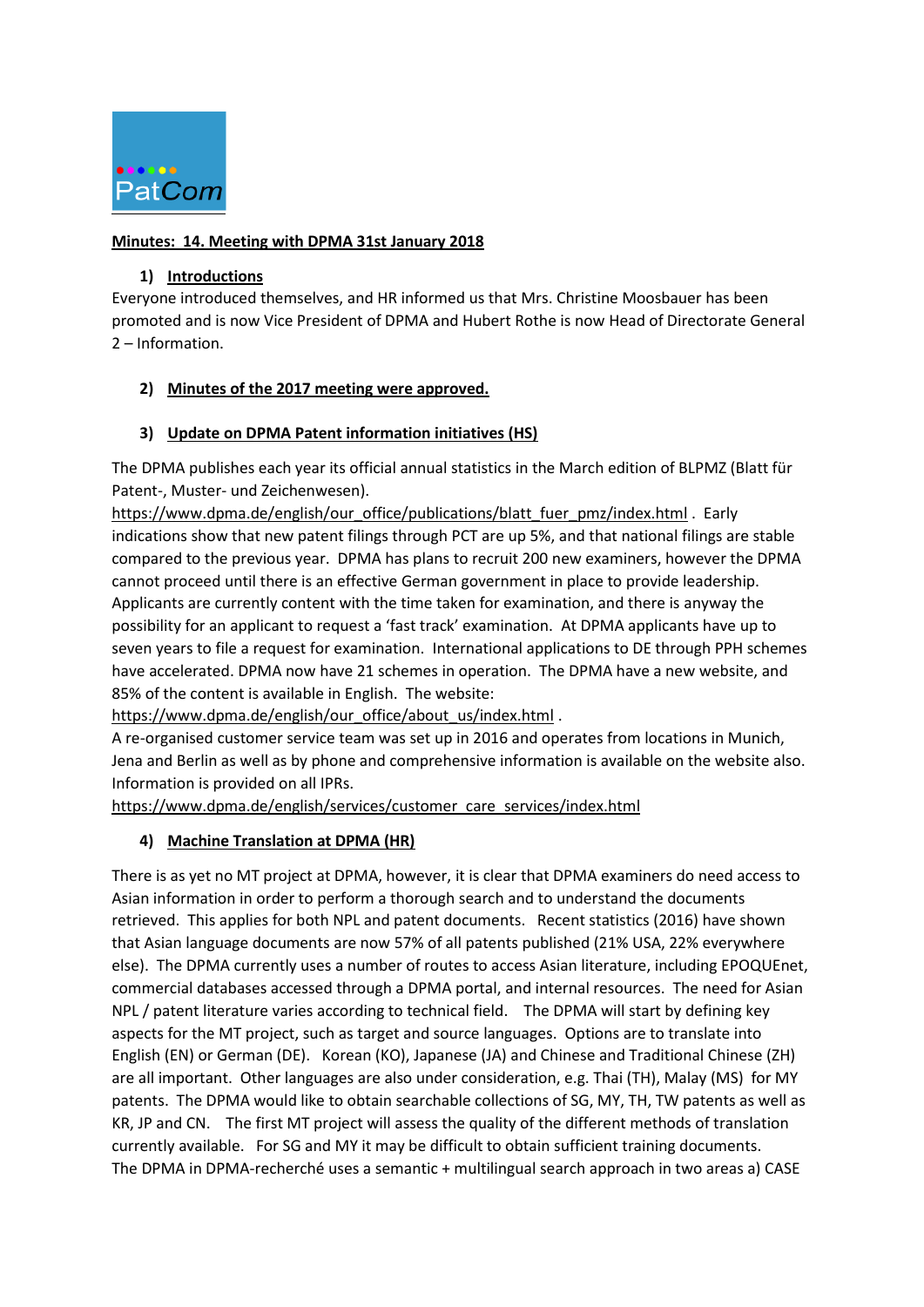PatCom

**Minutes: 14. Meeting with DPMA 31st January 2018**

1) **Introductions**

Everyone introduced themselves, and HR informed us that Mrs. Christine Moosbauer has been promoted and is now Vice President of DPMA and Hubert Rothe is now Head of Directorate General 2 – Information.

2) **Minutes of the 2017 meeting were approved.**

3) **Update on DPMA Patent information initiatives (HS)**

The DPMA publishes each year its official annual statistics in the March edition of BLPMZ (Blatt für Patent-, Muster- und Zeichenwesen). https://www.dpma.de/english/our_office/publications/blatt_fuer_pmz/index.html . Early indications show that new patent filings through PCT are up 5%, and that national filings are stable compared to the previous year. DPMA has plans to recruit 200 new examiners, however the DPMA cannot proceed until there is an effective German government in place to provide leadership. Applicants are currently content with the time taken for examination, and there is anyway the possibility for an applicant to request a 'fast track' examination. At DPMA applicants have up to seven years to file a request for examination. International applications to DE through PPH schemes have accelerated. DPMA now have 21 schemes in operation. The DPMA have a new website, and 85% of the content is available in English. The website: https://www.dpma.de/english/our_office/about_us/index.html .

A re-organised customer service team was set up in 2016 and operates from locations in Munich, Jena and Berlin as well as by phone and comprehensive information is available on the website also. Information is provided on all IPRs.

https://www.dpma.de/english/services/customer_care_services/index.html

4) **Machine Translation at DPMA (HR)**

There is as yet no MT project at DPMA, however, it is clear that DPMA examiners do need access to Asian information in order to perform a thorough search and to understand the documents retrieved. This applies for both NPL and patent documents. Recent statistics (2016) have shown that Asian language documents are now 57% of all patents published (21% USA, 22% everywhere else). The DPMA currently uses a number of routes to access Asian literature, including EPOQUEnet, commercial databases accessed through a DPMA portal, and internal resources. The need for Asian NPL / patent literature varies according to technical field. The DPMA will start by defining key aspects for the MT project, such as target and source languages. Options are to translate into English (EN) or German (DE). Korean (KO), Japanese (JA) and Chinese and Traditional Chinese (ZH) are all important. Other languages are also under consideration, e.g. Thai (TH), Malay (MS) for MY patents. The DPMA would like to obtain searchable collections of SG, MY, TH, TW patents as well as KR, JP and CN. The first MT project will assess the quality of the different methods of translation currently available. For SG and MY it may be difficult to obtain sufficient training documents.

The DPMA in DPMA-recherché uses a semantic + multilingual search approach in two areas a) CASE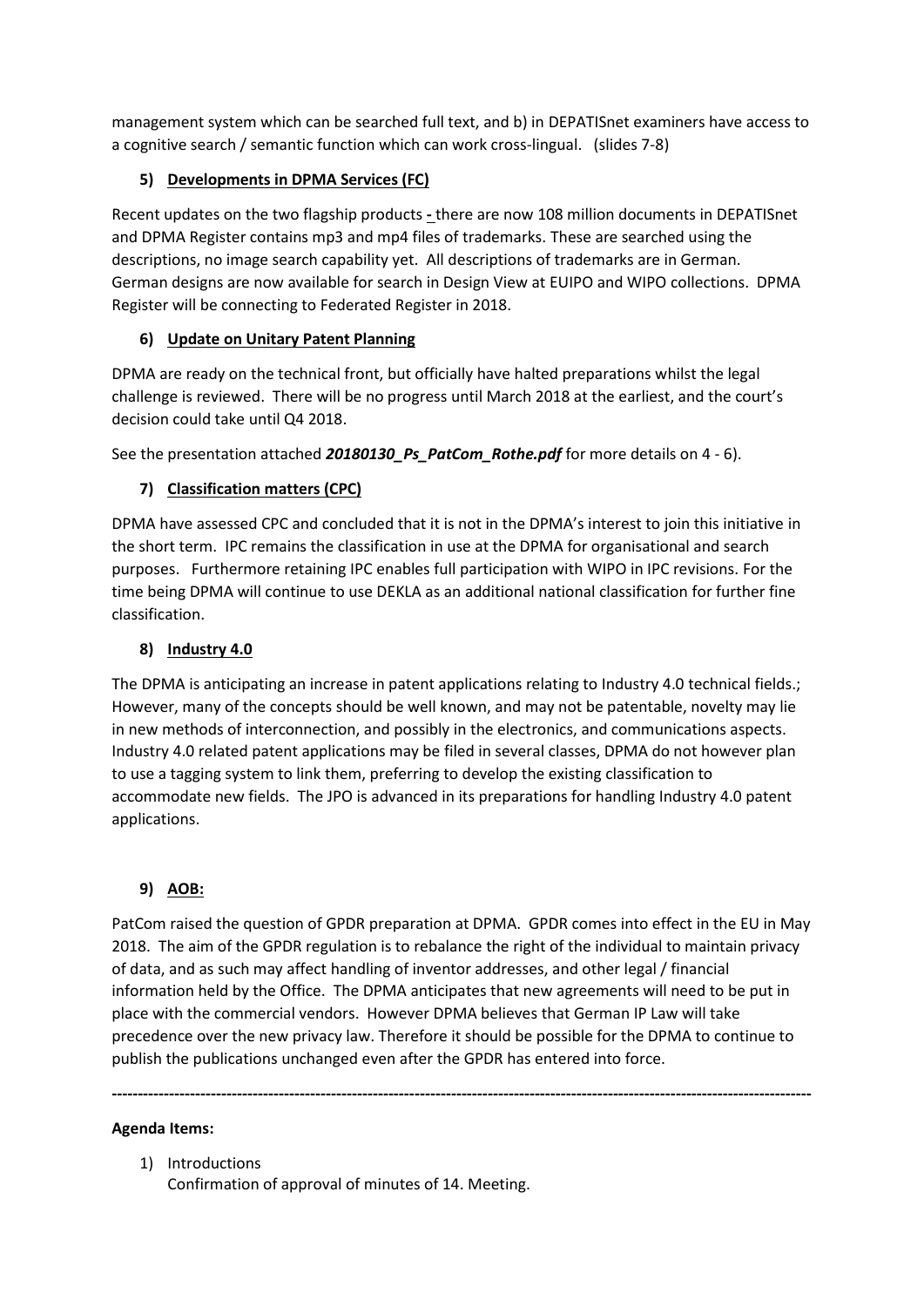management system which can be searched full text, and b) in DEPATISnet examiners have access to a cognitive search / semantic function which can work cross-lingual. (slides 7-8)

5) **Developments in DPMA Services (FC)**

Recent updates on the two flagship products - there are now 108 million documents in DEPATISnet and DPMA Register contains mp3 and mp4 files of trademarks. These are searched using the descriptions, no image search capability yet. All descriptions of trademarks are in German. German designs are now available for search in Design View at EUIPO and WIPO collections. DPMA Register will be connecting to Federated Register in 2018.

6) **Update on Unitary Patent Planning**

DPMA are ready on the technical front, but officially have halted preparations whilst the legal challenge is reviewed. There will be no progress until March 2018 at the earliest, and the court's decision could take until Q4 2018.

See the presentation attached ***20180130_Ps_PatCom_Rothe.pdf*** for more details on 4 - 6).

7) **Classification matters (CPC)**

DPMA have assessed CPC and concluded that it is not in the DPMA's interest to join this initiative in the short term. IPC remains the classification in use at the DPMA for organisational and search purposes. Furthermore retaining IPC enables full participation with WIPO in IPC revisions. For the time being DPMA will continue to use DEKLA as an additional national classification for further fine classification.

8) **Industry 4.0**

The DPMA is anticipating an increase in patent applications relating to Industry 4.0 technical fields.; However, many of the concepts should be well known, and may not be patentable, novelty may lie in new methods of interconnection, and possibly in the electronics, and communications aspects. Industry 4.0 related patent applications may be filed in several classes, DPMA do not however plan to use a tagging system to link them, preferring to develop the existing classification to accommodate new fields. The JPO is advanced in its preparations for handling Industry 4.0 patent applications.

9) **AOB:**

PatCom raised the question of GPDR preparation at DPMA. GPDR comes into effect in the EU in May 2018. The aim of the GPDR regulation is to rebalance the right of the individual to maintain privacy of data, and as such may affect handling of inventor addresses, and other legal / financial information held by the Office. The DPMA anticipates that new agreements will need to be put in place with the commercial vendors. However DPMA believes that German IP Law will take precedence over the new privacy law. Therefore it should be possible for the DPMA to continue to publish the publications unchanged even after the GPDR has entered into force.

---

**Agenda Items:**

1) Introductions
   Confirmation of approval of minutes of 14. Meeting.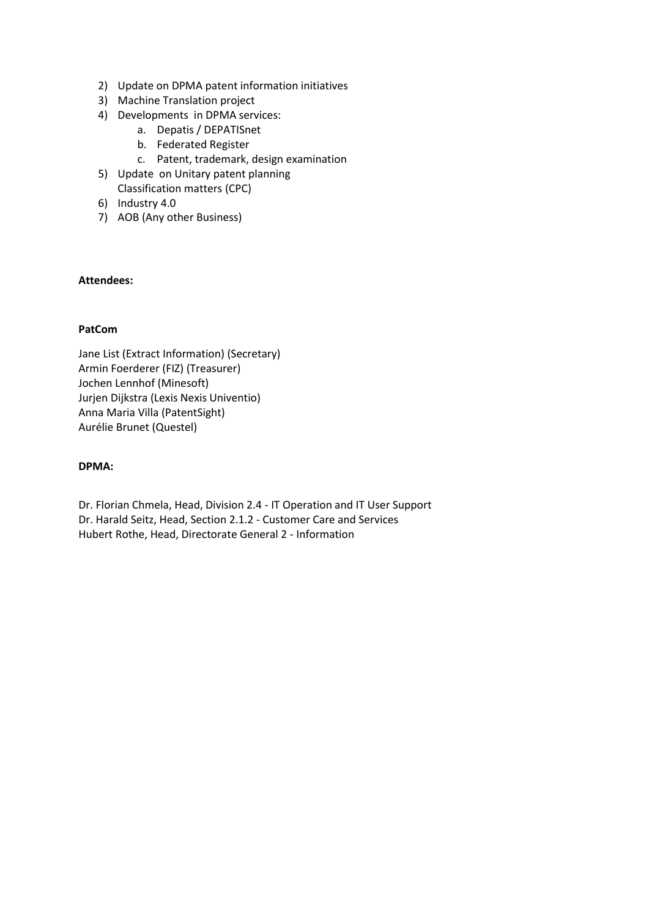2) Update on DPMA patent information initiatives
3) Machine Translation project
4) Developments in DPMA services:
    a. Depatis / DEPATISnet
    b. Federated Register
    c. Patent, trademark, design examination
5) Update on Unitary patent planning
   Classification matters (CPC)
6) Industry 4.0
7) AOB (Any other Business)

**Attendees:**

**PatCom**

Jane List (Extract Information) (Secretary)
Armin Foerderer (FIZ) (Treasurer)
Jochen Lennhof (Minesoft)
Jurjen Dijkstra (Lexis Nexis Univentio)
Anna Maria Villa (PatentSight)
Aurélie Brunet (Questel)

**DPMA:**

Dr. Florian Chmela, Head, Division 2.4 - IT Operation and IT User Support
Dr. Harald Seitz, Head, Section 2.1.2 - Customer Care and Services
Hubert Rothe, Head, Directorate General 2 - Information